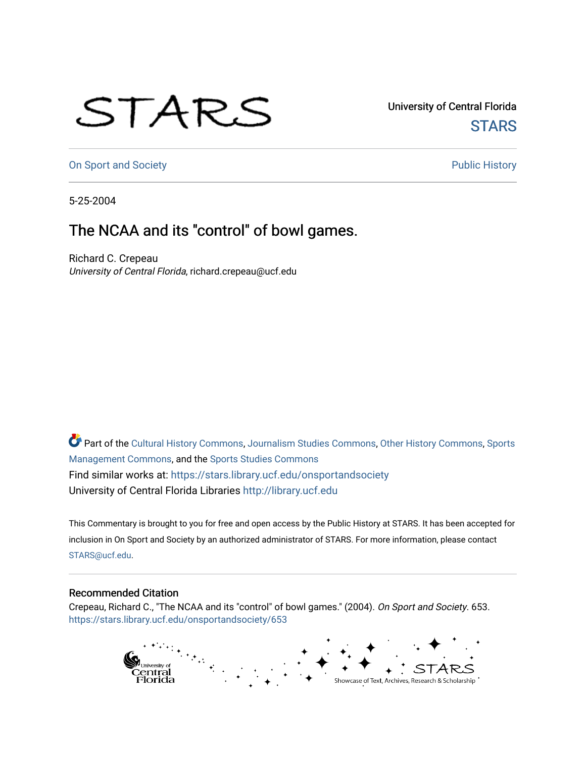University of Central Florida

STARS

On Sport and Society

Public History

5-25-2004

# The NCAA and its "control" of bowl games.

Richard C. Crepeau
*University of Central Florida*, richard.crepeau@ucf.edu

Part of the Cultural History Commons, Journalism Studies Commons, Other History Commons, Sports Management Commons, and the Sports Studies Commons

Find similar works at: https://stars.library.ucf.edu/onsportandsociety

University of Central Florida Libraries http://library.ucf.edu

This Commentary is brought to you for free and open access by the Public History at STARS. It has been accepted for inclusion in On Sport and Society by an authorized administrator of STARS. For more information, please contact STARS@ucf.edu.

## Recommended Citation

Crepeau, Richard C., "The NCAA and its "control" of bowl games." (2004). *On Sport and Society*. 653.
https://stars.library.ucf.edu/onsportandsociety/653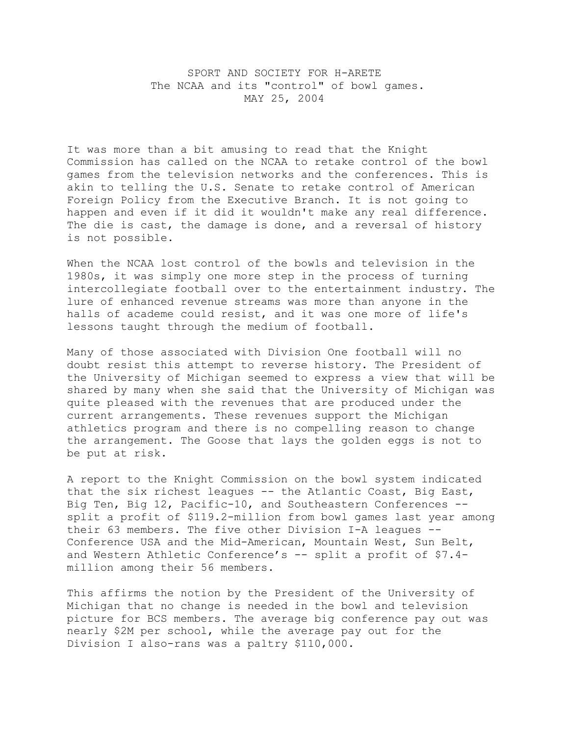SPORT AND SOCIETY FOR H-ARETE
The NCAA and its "control" of bowl games.
MAY 25, 2004

It was more than a bit amusing to read that the Knight Commission has called on the NCAA to retake control of the bowl games from the television networks and the conferences. This is akin to telling the U.S. Senate to retake control of American Foreign Policy from the Executive Branch. It is not going to happen and even if it did it wouldn't make any real difference. The die is cast, the damage is done, and a reversal of history is not possible.

When the NCAA lost control of the bowls and television in the 1980s, it was simply one more step in the process of turning intercollegiate football over to the entertainment industry. The lure of enhanced revenue streams was more than anyone in the halls of academe could resist, and it was one more of life's lessons taught through the medium of football.

Many of those associated with Division One football will no doubt resist this attempt to reverse history. The President of the University of Michigan seemed to express a view that will be shared by many when she said that the University of Michigan was quite pleased with the revenues that are produced under the current arrangements. These revenues support the Michigan athletics program and there is no compelling reason to change the arrangement. The Goose that lays the golden eggs is not to be put at risk.

A report to the Knight Commission on the bowl system indicated that the six richest leagues -- the Atlantic Coast, Big East, Big Ten, Big 12, Pacific-10, and Southeastern Conferences -- split a profit of $119.2-million from bowl games last year among their 63 members. The five other Division I-A leagues -- Conference USA and the Mid-American, Mountain West, Sun Belt, and Western Athletic Conference's -- split a profit of $7.4-million among their 56 members.

This affirms the notion by the President of the University of Michigan that no change is needed in the bowl and television picture for BCS members. The average big conference pay out was nearly $2M per school, while the average pay out for the Division I also-rans was a paltry $110,000.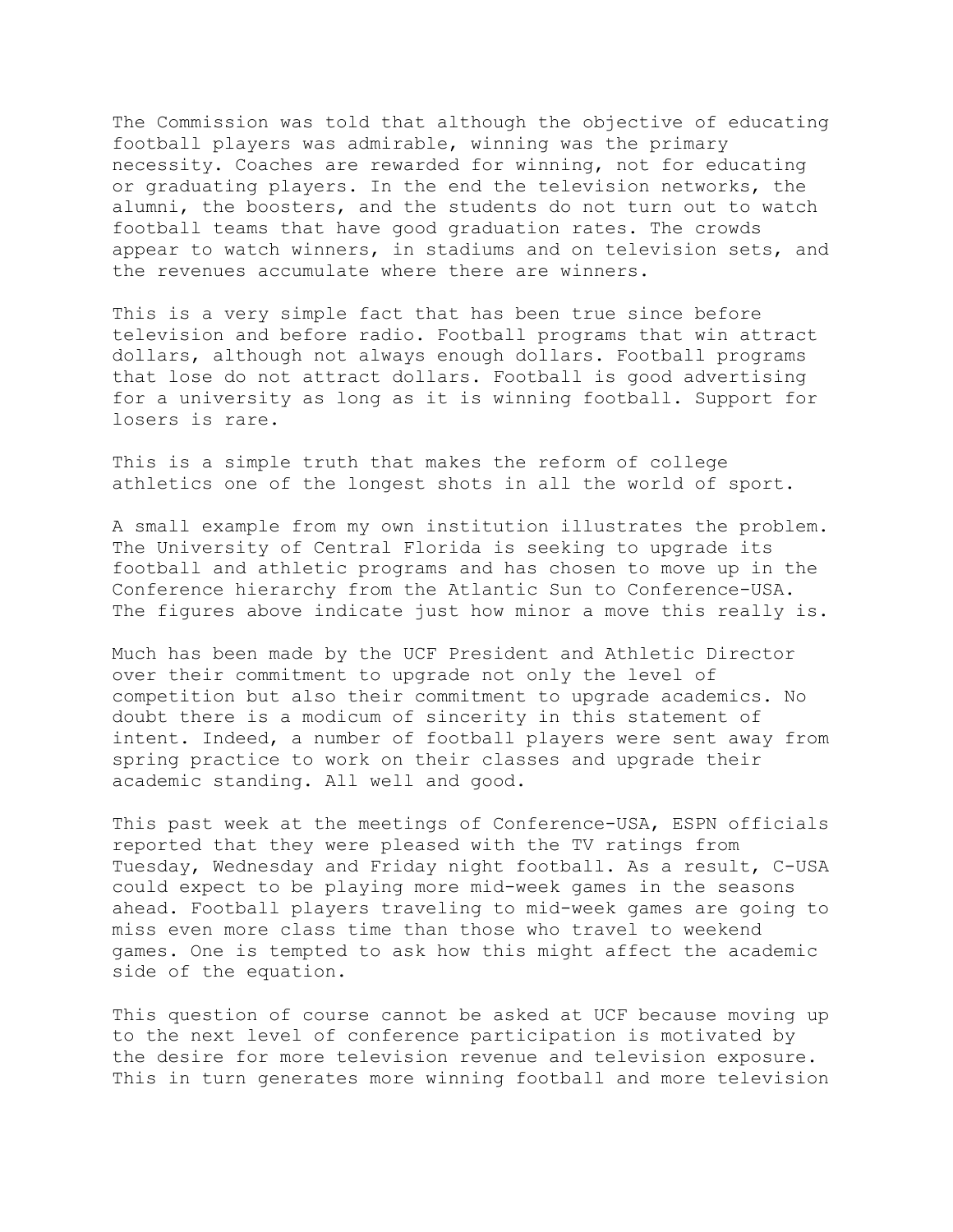The Commission was told that although the objective of educating football players was admirable, winning was the primary necessity. Coaches are rewarded for winning, not for educating or graduating players. In the end the television networks, the alumni, the boosters, and the students do not turn out to watch football teams that have good graduation rates. The crowds appear to watch winners, in stadiums and on television sets, and the revenues accumulate where there are winners.

This is a very simple fact that has been true since before television and before radio. Football programs that win attract dollars, although not always enough dollars. Football programs that lose do not attract dollars. Football is good advertising for a university as long as it is winning football. Support for losers is rare.

This is a simple truth that makes the reform of college athletics one of the longest shots in all the world of sport.

A small example from my own institution illustrates the problem. The University of Central Florida is seeking to upgrade its football and athletic programs and has chosen to move up in the Conference hierarchy from the Atlantic Sun to Conference-USA. The figures above indicate just how minor a move this really is.

Much has been made by the UCF President and Athletic Director over their commitment to upgrade not only the level of competition but also their commitment to upgrade academics. No doubt there is a modicum of sincerity in this statement of intent. Indeed, a number of football players were sent away from spring practice to work on their classes and upgrade their academic standing. All well and good.

This past week at the meetings of Conference-USA, ESPN officials reported that they were pleased with the TV ratings from Tuesday, Wednesday and Friday night football. As a result, C-USA could expect to be playing more mid-week games in the seasons ahead. Football players traveling to mid-week games are going to miss even more class time than those who travel to weekend games. One is tempted to ask how this might affect the academic side of the equation.

This question of course cannot be asked at UCF because moving up to the next level of conference participation is motivated by the desire for more television revenue and television exposure. This in turn generates more winning football and more television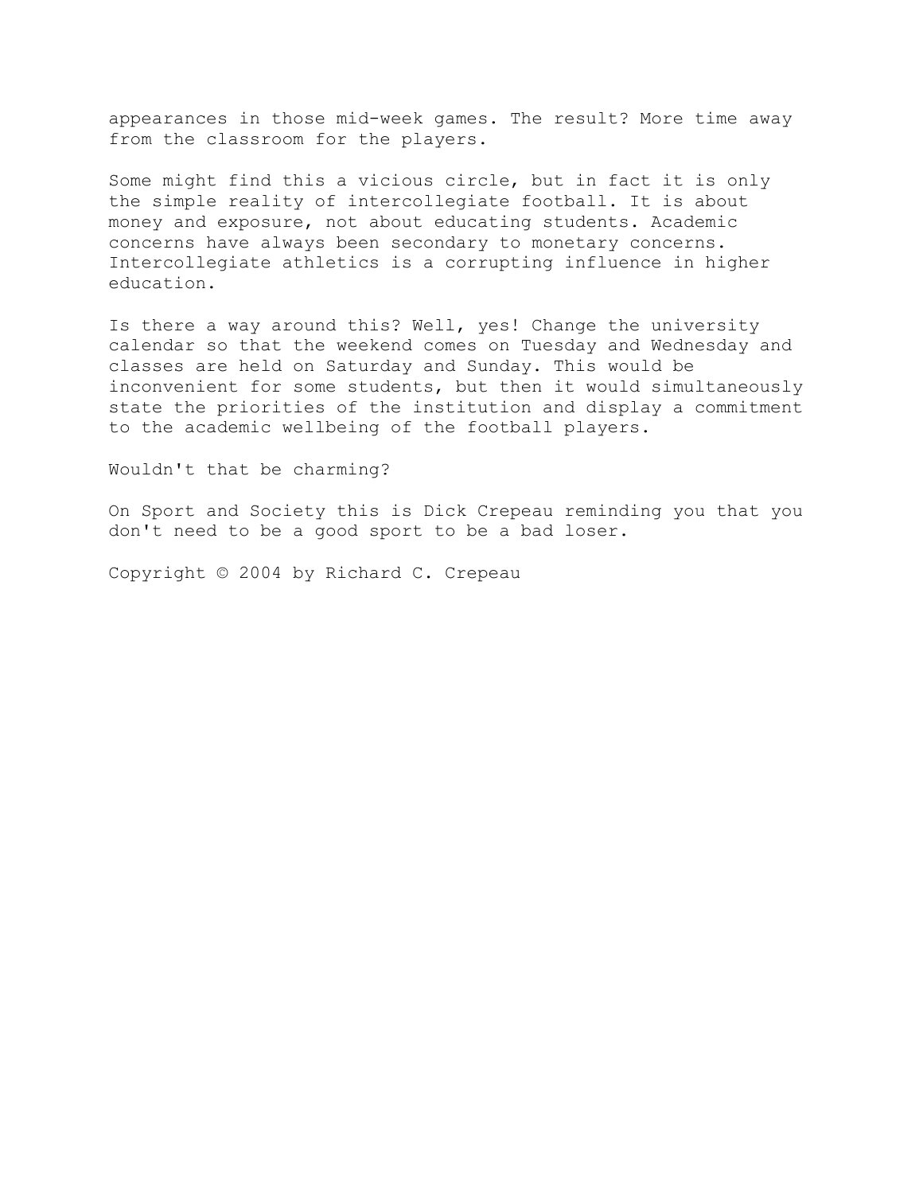appearances in those mid-week games. The result? More time away from the classroom for the players.

Some might find this a vicious circle, but in fact it is only the simple reality of intercollegiate football. It is about money and exposure, not about educating students. Academic concerns have always been secondary to monetary concerns. Intercollegiate athletics is a corrupting influence in higher education.

Is there a way around this? Well, yes! Change the university calendar so that the weekend comes on Tuesday and Wednesday and classes are held on Saturday and Sunday. This would be inconvenient for some students, but then it would simultaneously state the priorities of the institution and display a commitment to the academic wellbeing of the football players.

Wouldn't that be charming?

On Sport and Society this is Dick Crepeau reminding you that you don't need to be a good sport to be a bad loser.

Copyright © 2004 by Richard C. Crepeau